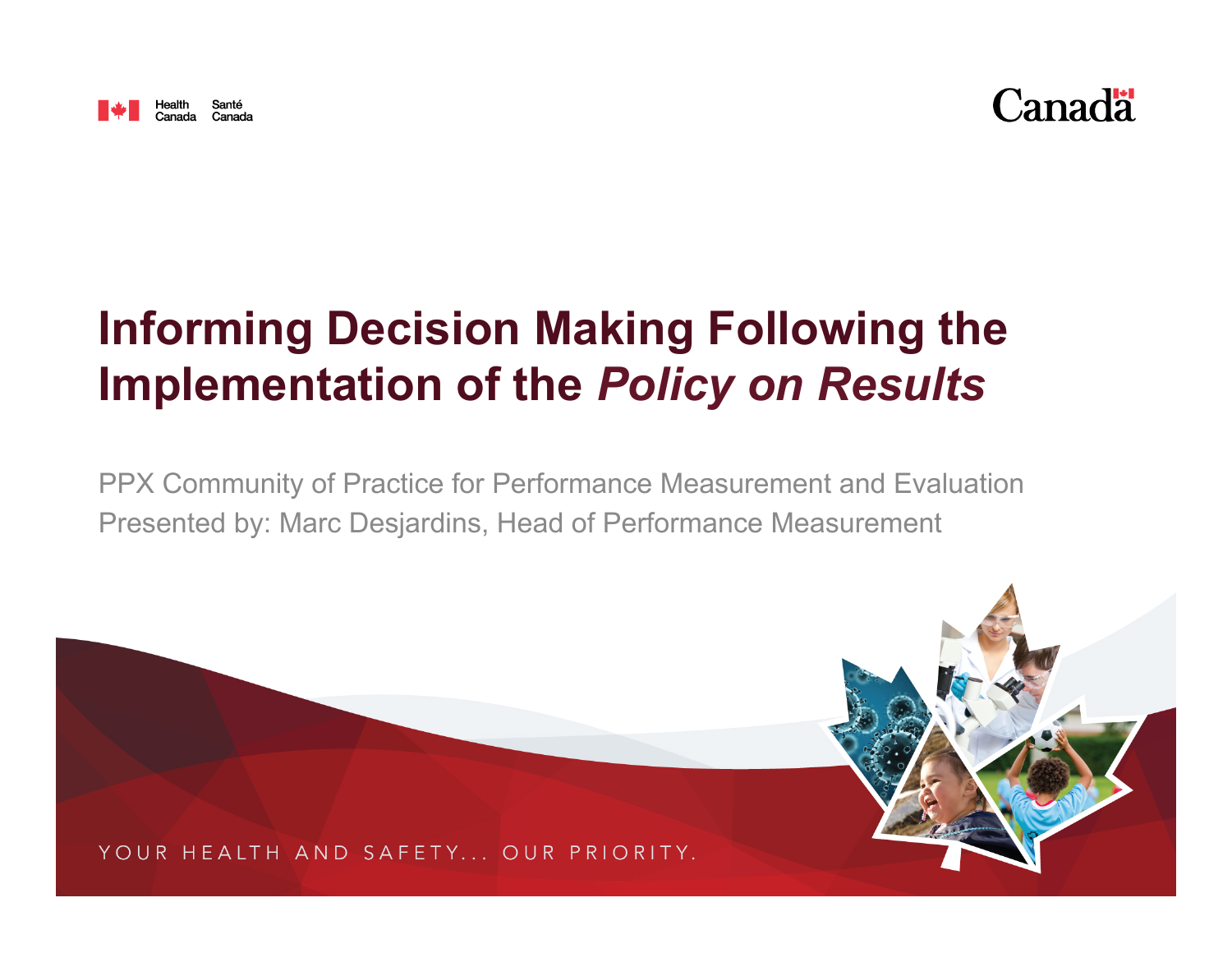Health Canada / Santé Canada

Canada

# Informing Decision Making Following the Implementation of the *Policy on Results*

PPX Community of Practice for Performance Measurement and Evaluation

Presented by: Marc Desjardins, Head of Performance Measurement

YOUR HEALTH AND SAFETY... OUR PRIORITY.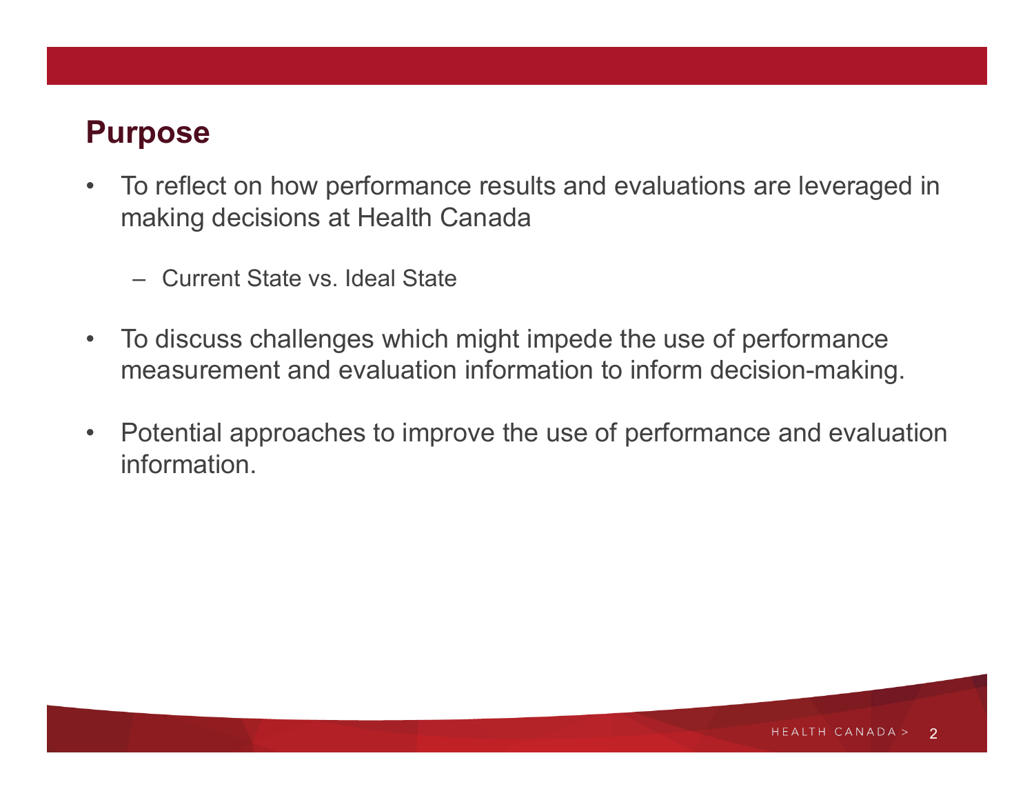## Purpose

- To reflect on how performance results and evaluations are leveraged in making decisions at Health Canada
  - Current State vs. Ideal State
- To discuss challenges which might impede the use of performance measurement and evaluation information to inform decision-making.
- Potential approaches to improve the use of performance and evaluation information.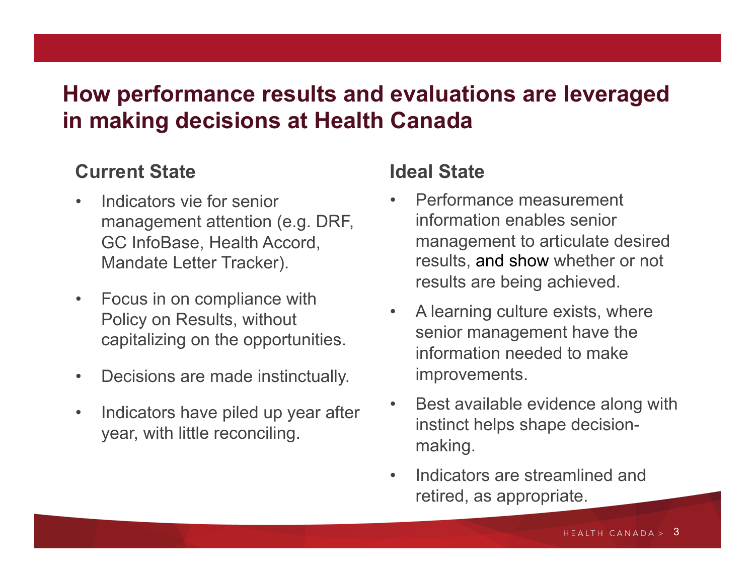# How performance results and evaluations are leveraged in making decisions at Health Canada

## Current State

- Indicators vie for senior management attention (e.g. DRF, GC InfoBase, Health Accord, Mandate Letter Tracker).
- Focus in on compliance with Policy on Results, without capitalizing on the opportunities.
- Decisions are made instinctually.
- Indicators have piled up year after year, with little reconciling.

## Ideal State

- Performance measurement information enables senior management to articulate desired results, and show whether or not results are being achieved.
- A learning culture exists, where senior management have the information needed to make improvements.
- Best available evidence along with instinct helps shape decision-making.
- Indicators are streamlined and retired, as appropriate.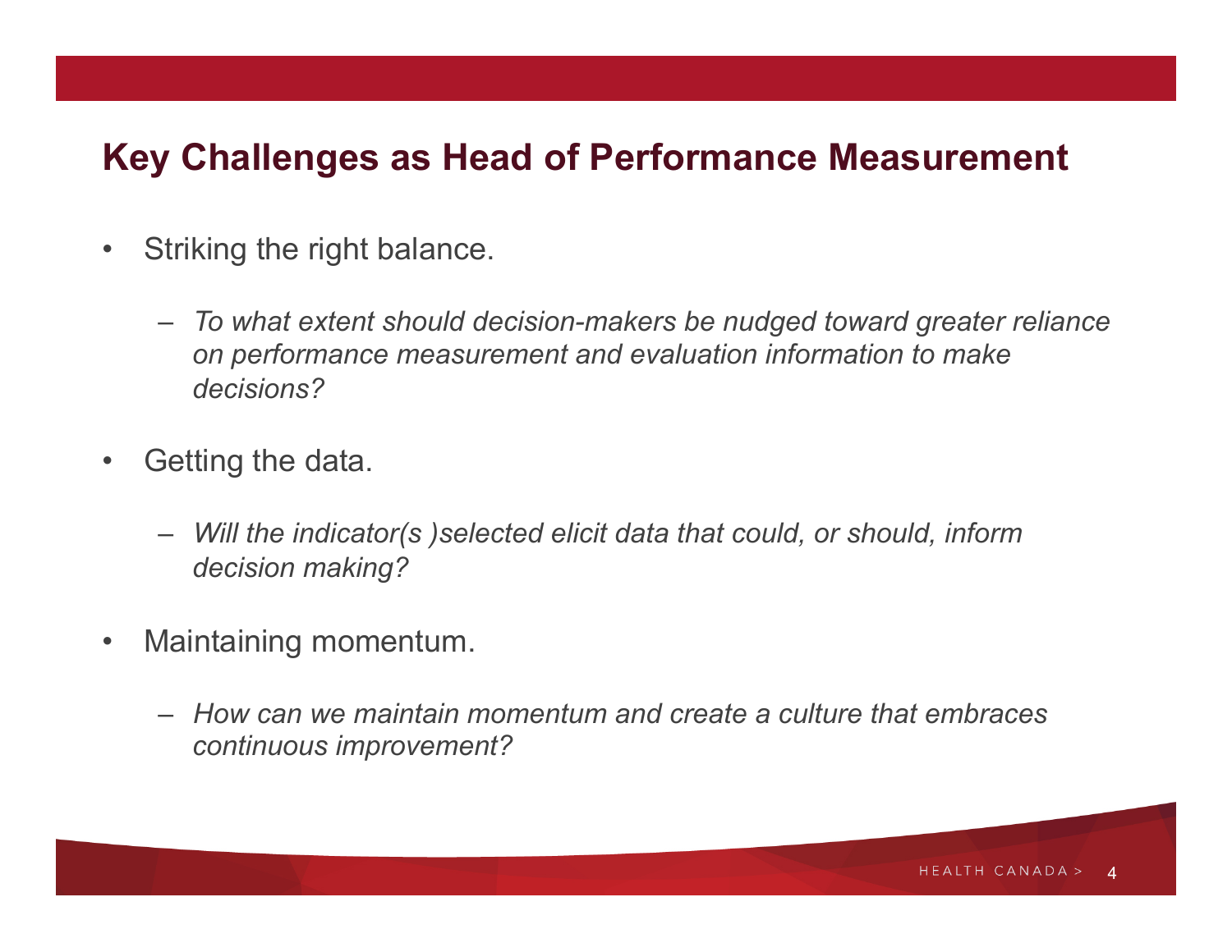## Key Challenges as Head of Performance Measurement

- Striking the right balance.
  - *To what extent should decision-makers be nudged toward greater reliance on performance measurement and evaluation information to make decisions?*
- Getting the data.
  - *Will the indicator(s )selected elicit data that could, or should, inform decision making?*
- Maintaining momentum.
  - *How can we maintain momentum and create a culture that embraces continuous improvement?*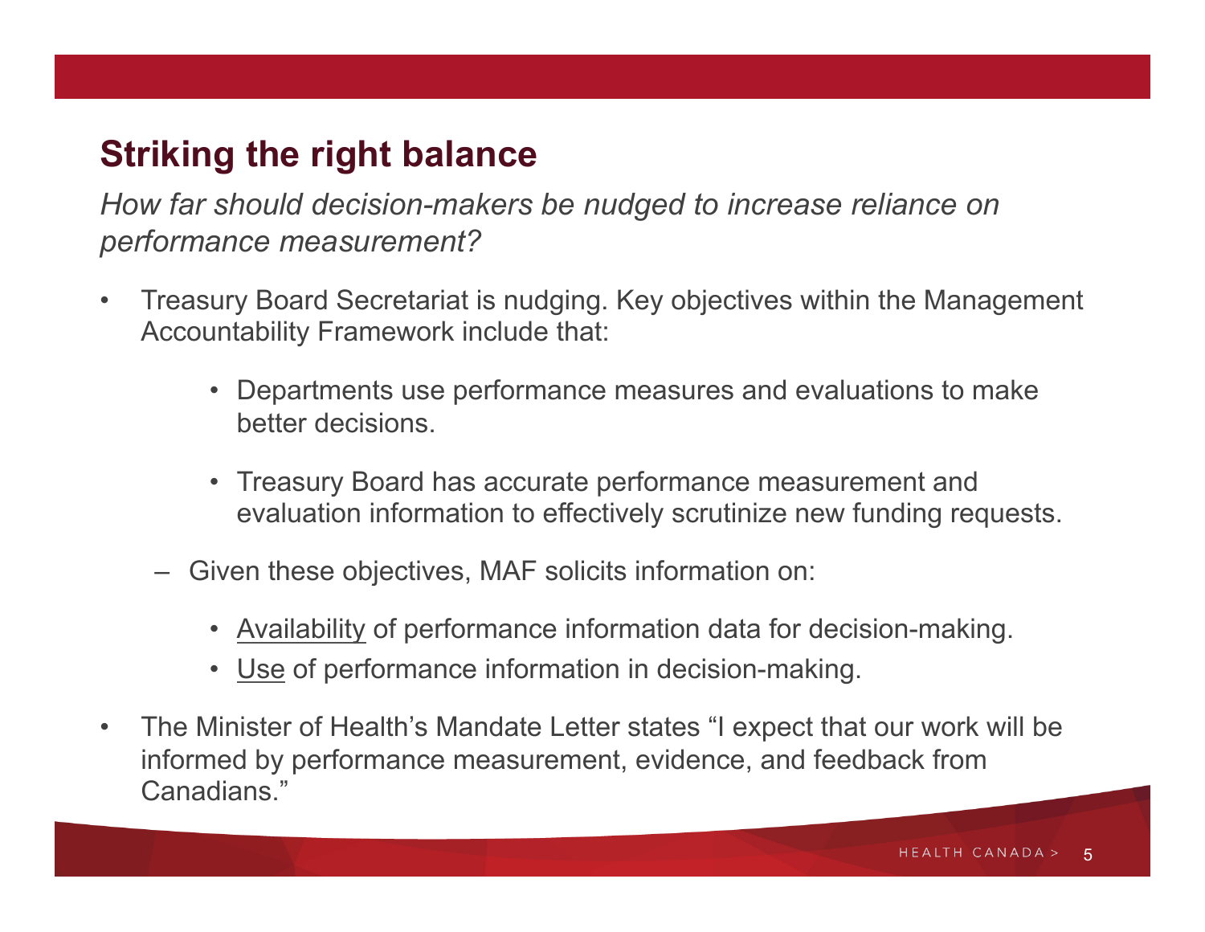## Striking the right balance

*How far should decision-makers be nudged to increase reliance on performance measurement?*

- Treasury Board Secretariat is nudging. Key objectives within the Management Accountability Framework include that:
    - Departments use performance measures and evaluations to make better decisions.
    - Treasury Board has accurate performance measurement and evaluation information to effectively scrutinize new funding requests.
  - Given these objectives, MAF solicits information on:
    - <u>Availability</u> of performance information data for decision-making.
    - <u>Use</u> of performance information in decision-making.
- The Minister of Health's Mandate Letter states "I expect that our work will be informed by performance measurement, evidence, and feedback from Canadians."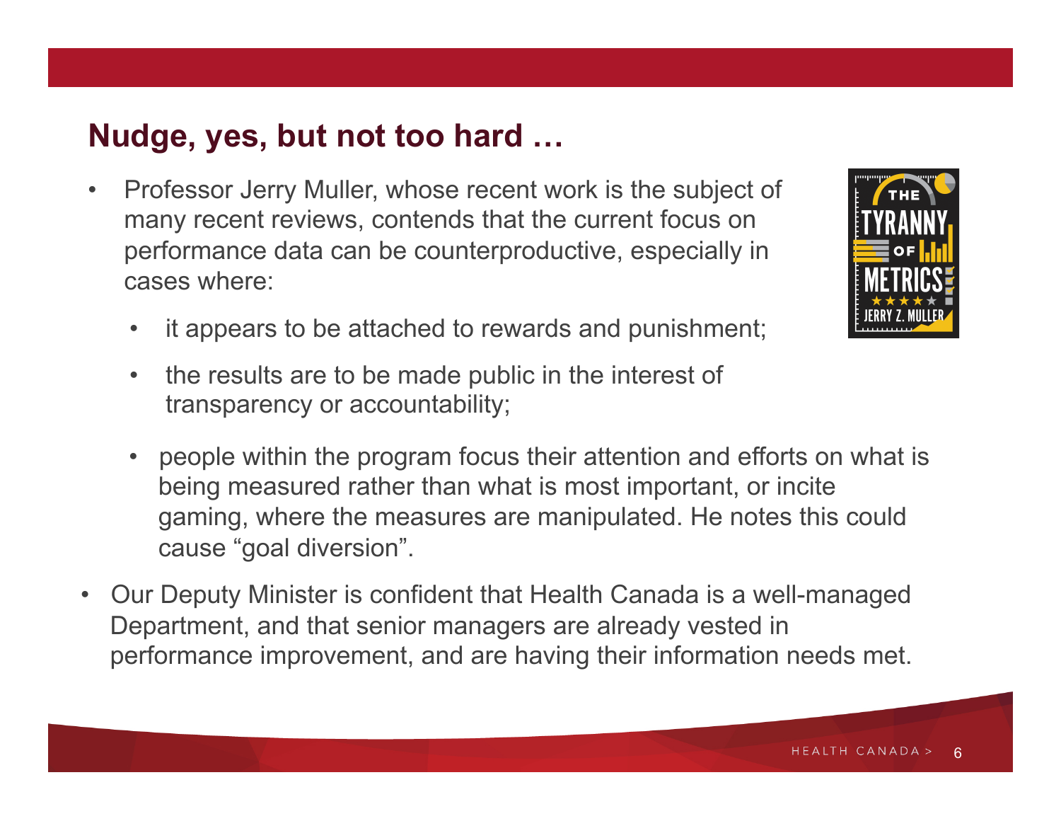## Nudge, yes, but not too hard …

- Professor Jerry Muller, whose recent work is the subject of many recent reviews, contends that the current focus on performance data can be counterproductive, especially in cases where:
  - it appears to be attached to rewards and punishment;
  - the results are to be made public in the interest of transparency or accountability;
  - people within the program focus their attention and efforts on what is being measured rather than what is most important, or incite gaming, where the measures are manipulated. He notes this could cause "goal diversion".
- Our Deputy Minister is confident that Health Canada is a well-managed Department, and that senior managers are already vested in performance improvement, and are having their information needs met.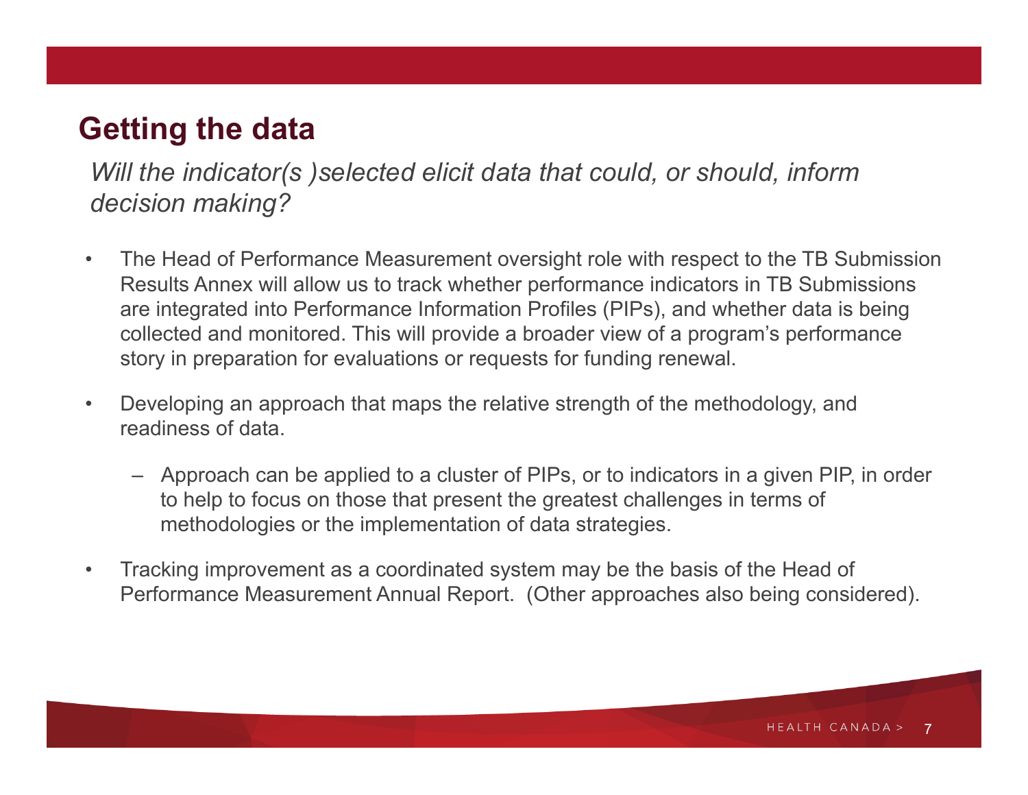# Getting the data

*Will the indicator(s )selected elicit data that could, or should, inform decision making?*

- The Head of Performance Measurement oversight role with respect to the TB Submission Results Annex will allow us to track whether performance indicators in TB Submissions are integrated into Performance Information Profiles (PIPs), and whether data is being collected and monitored. This will provide a broader view of a program's performance story in preparation for evaluations or requests for funding renewal.
- Developing an approach that maps the relative strength of the methodology, and readiness of data.
  - Approach can be applied to a cluster of PIPs, or to indicators in a given PIP, in order to help to focus on those that present the greatest challenges in terms of methodologies or the implementation of data strategies.
- Tracking improvement as a coordinated system may be the basis of the Head of Performance Measurement Annual Report. (Other approaches also being considered).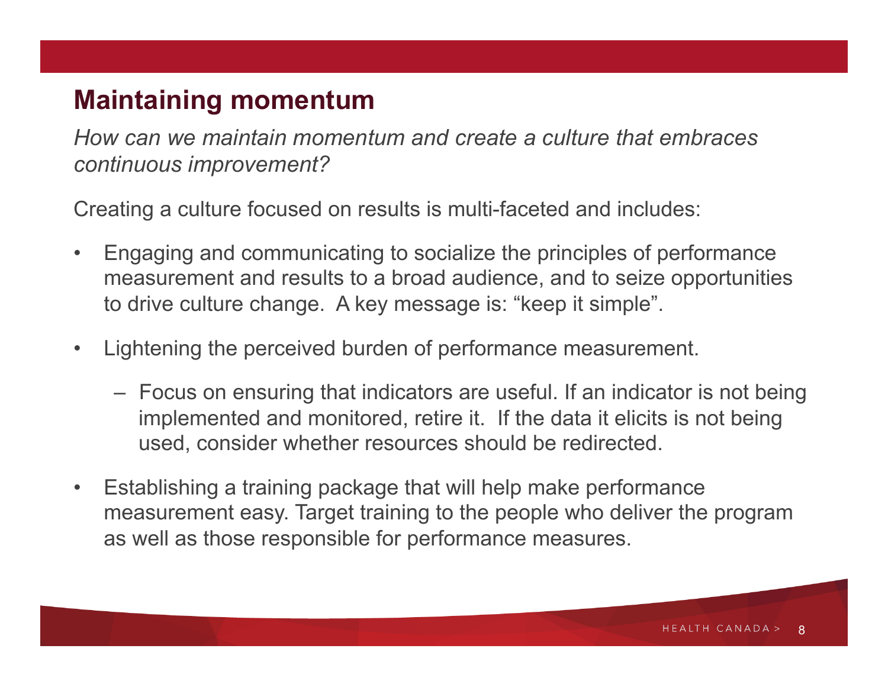## Maintaining momentum

*How can we maintain momentum and create a culture that embraces continuous improvement?*

Creating a culture focused on results is multi-faceted and includes:

- Engaging and communicating to socialize the principles of performance measurement and results to a broad audience, and to seize opportunities to drive culture change. A key message is: "keep it simple".
- Lightening the perceived burden of performance measurement.
  - Focus on ensuring that indicators are useful. If an indicator is not being implemented and monitored, retire it. If the data it elicits is not being used, consider whether resources should be redirected.
- Establishing a training package that will help make performance measurement easy. Target training to the people who deliver the program as well as those responsible for performance measures.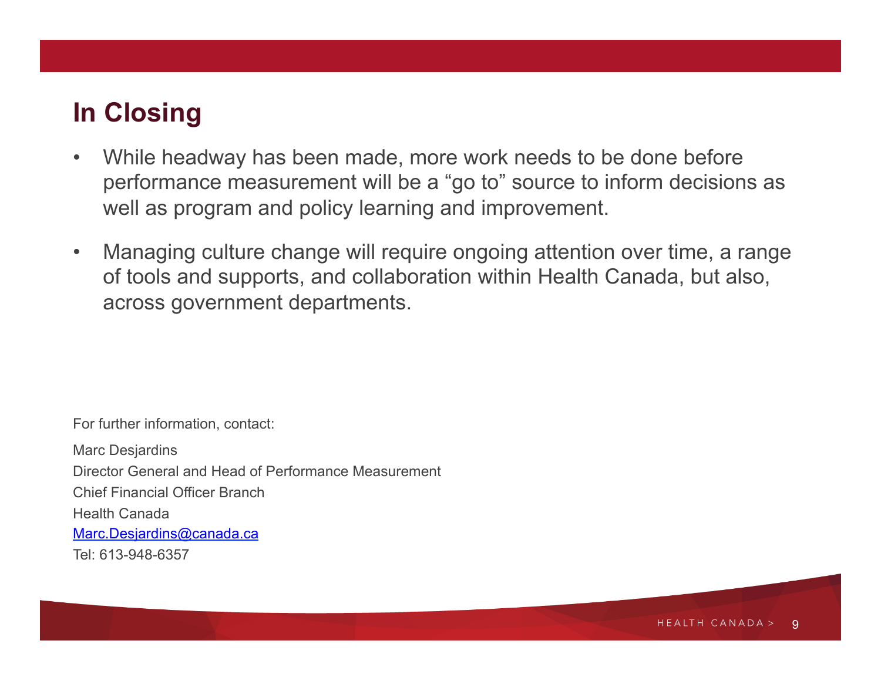## In Closing

- While headway has been made, more work needs to be done before performance measurement will be a "go to" source to inform decisions as well as program and policy learning and improvement.
- Managing culture change will require ongoing attention over time, a range of tools and supports, and collaboration within Health Canada, but also, across government departments.

For further information, contact:

Marc Desjardins

Director General and Head of Performance Measurement

Chief Financial Officer Branch

Health Canada

Marc.Desjardins@canada.ca

Tel: 613-948-6357